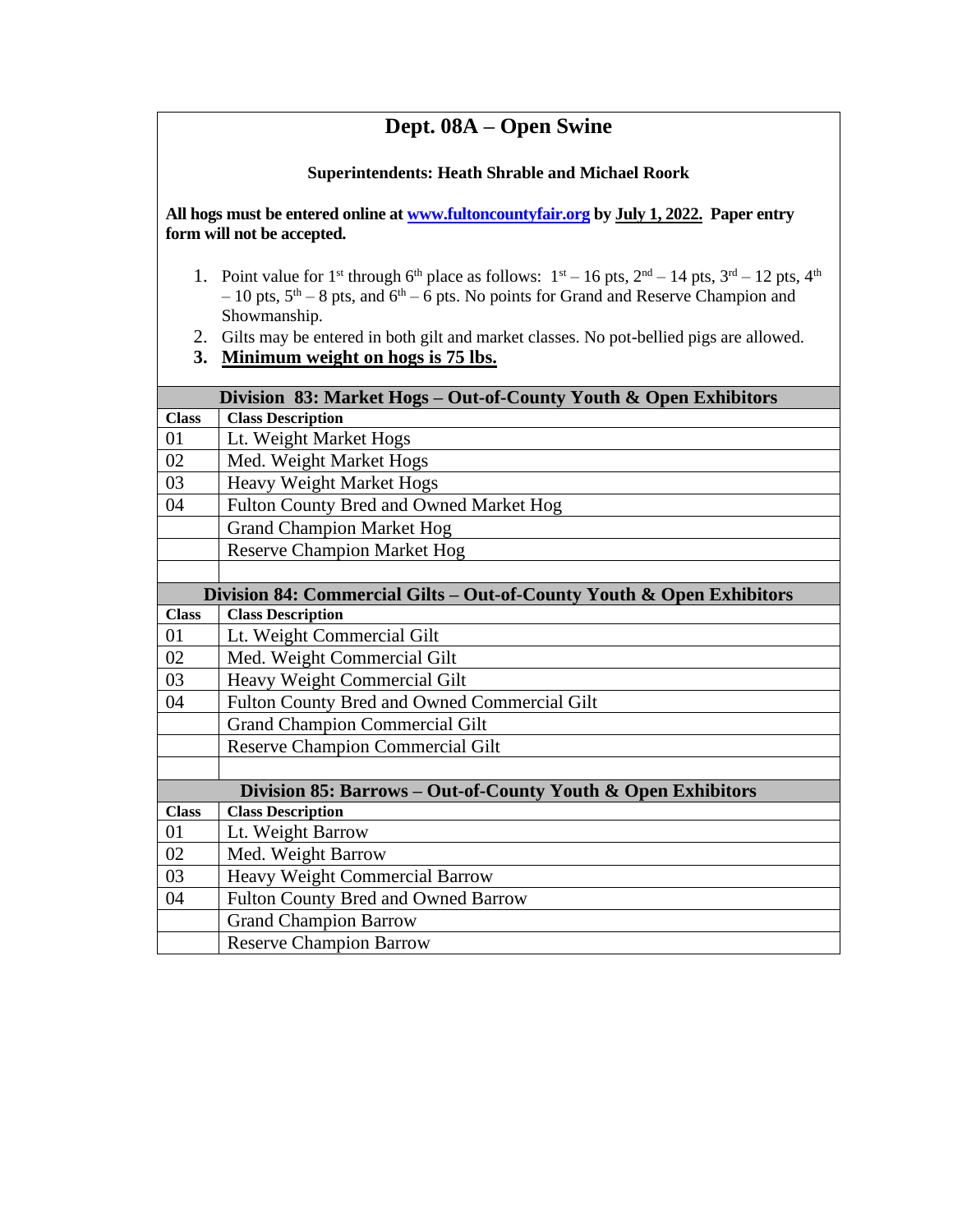# Dept. 08A – Open Swine

**Superintendents: Heath Shrable and Michael Roork**

**All hogs must be entered online at [www.fultoncountyfair.org](http://www.fultoncountyfair.org) by July 1, 2022. Paper entry form will not be accepted.**

1. Point value for 1st through 6th place as follows: 1st – 16 pts, 2nd – 14 pts, 3rd – 12 pts, 4th – 10 pts, 5th – 8 pts, and 6th – 6 pts. No points for Grand and Reserve Champion and Showmanship.
2. Gilts may be entered in both gilt and market classes. No pot-bellied pigs are allowed.
3. **Minimum weight on hogs is 75 lbs.**

| Division 83: Market Hogs – Out-of-County Youth & Open Exhibitors | |
|---|---|
| **Class** | **Class Description** |
| 01 | Lt. Weight Market Hogs |
| 02 | Med. Weight Market Hogs |
| 03 | Heavy Weight Market Hogs |
| 04 | Fulton County Bred and Owned Market Hog |
| | Grand Champion Market Hog |
| | Reserve Champion Market Hog |

| Division 84: Commercial Gilts – Out-of-County Youth & Open Exhibitors | |
|---|---|
| **Class** | **Class Description** |
| 01 | Lt. Weight Commercial Gilt |
| 02 | Med. Weight Commercial Gilt |
| 03 | Heavy Weight Commercial Gilt |
| 04 | Fulton County Bred and Owned Commercial Gilt |
| | Grand Champion Commercial Gilt |
| | Reserve Champion Commercial Gilt |

| Division 85: Barrows – Out-of-County Youth & Open Exhibitors | |
|---|---|
| **Class** | **Class Description** |
| 01 | Lt. Weight Barrow |
| 02 | Med. Weight Barrow |
| 03 | Heavy Weight Commercial Barrow |
| 04 | Fulton County Bred and Owned Barrow |
| | Grand Champion Barrow |
| | Reserve Champion Barrow |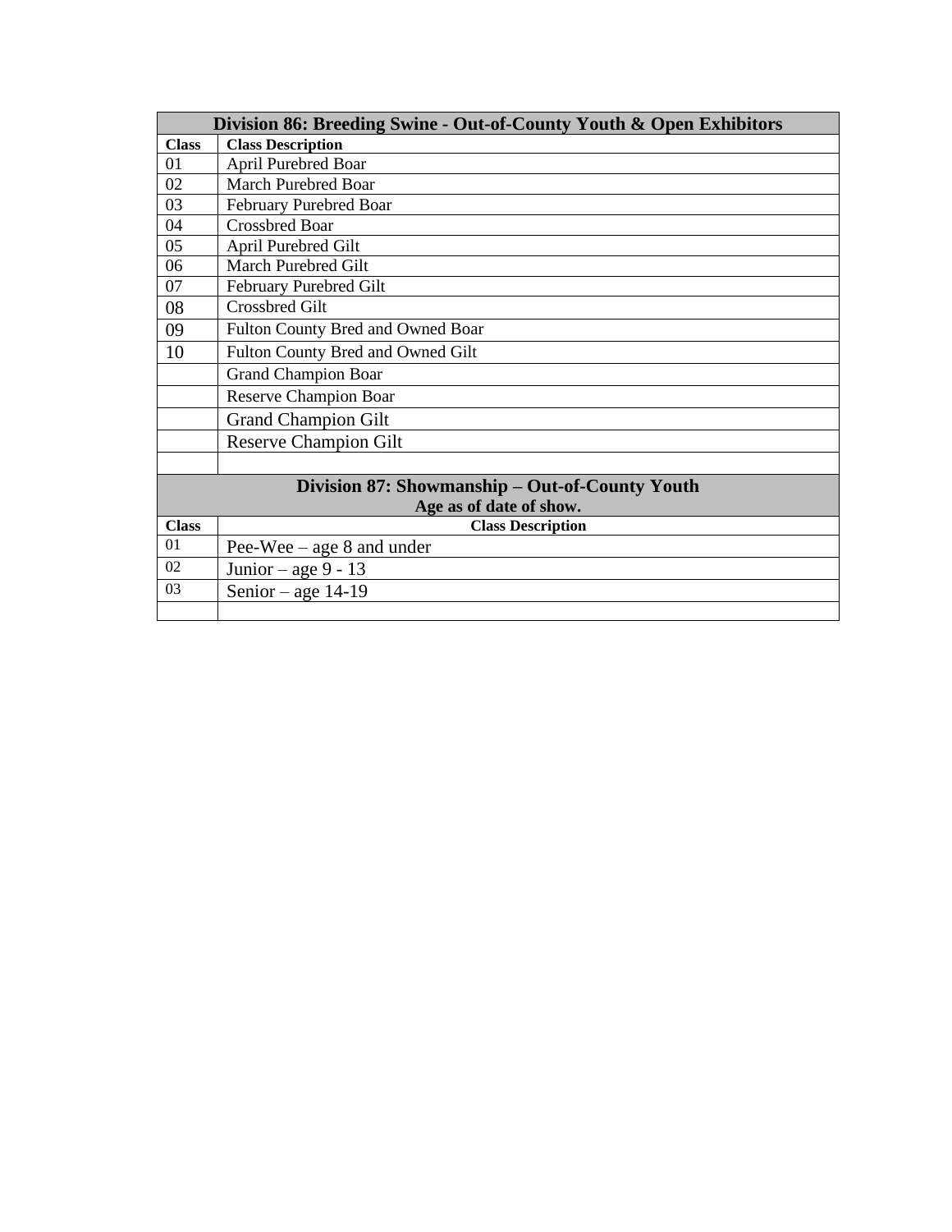| Division 86: Breeding Swine - Out-of-County Youth & Open Exhibitors | |
|---|---|
| **Class** | **Class Description** |
| 01 | April Purebred Boar |
| 02 | March Purebred Boar |
| 03 | February Purebred Boar |
| 04 | Crossbred Boar |
| 05 | April Purebred Gilt |
| 06 | March Purebred Gilt |
| 07 | February Purebred Gilt |
| 08 | Crossbred Gilt |
| 09 | Fulton County Bred and Owned Boar |
| 10 | Fulton County Bred and Owned Gilt |
| | Grand Champion Boar |
| | Reserve Champion Boar |
| | Grand Champion Gilt |
| | Reserve Champion Gilt |
| | |

| Division 87: Showmanship – Out-of-County Youth<br>Age as of date of show. | |
|---|---|
| **Class** | **Class Description** |
| 01 | Pee-Wee – age 8 and under |
| 02 | Junior – age 9 - 13 |
| 03 | Senior – age 14-19 |
| | |